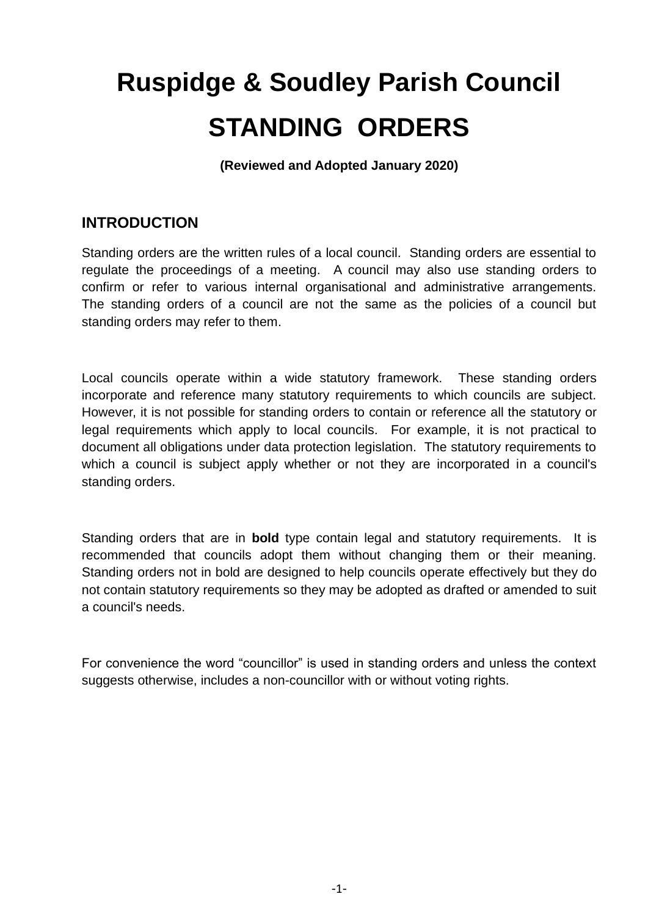# Ruspidge & Soudley Parish Council

# STANDING ORDERS

**(Reviewed and Adopted January 2020)**

## INTRODUCTION

Standing orders are the written rules of a local council. Standing orders are essential to regulate the proceedings of a meeting. A council may also use standing orders to confirm or refer to various internal organisational and administrative arrangements. The standing orders of a council are not the same as the policies of a council but standing orders may refer to them.

Local councils operate within a wide statutory framework. These standing orders incorporate and reference many statutory requirements to which councils are subject. However, it is not possible for standing orders to contain or reference all the statutory or legal requirements which apply to local councils. For example, it is not practical to document all obligations under data protection legislation. The statutory requirements to which a council is subject apply whether or not they are incorporated in a council's standing orders.

Standing orders that are in **bold** type contain legal and statutory requirements. It is recommended that councils adopt them without changing them or their meaning. Standing orders not in bold are designed to help councils operate effectively but they do not contain statutory requirements so they may be adopted as drafted or amended to suit a council's needs.

For convenience the word "councillor" is used in standing orders and unless the context suggests otherwise, includes a non-councillor with or without voting rights.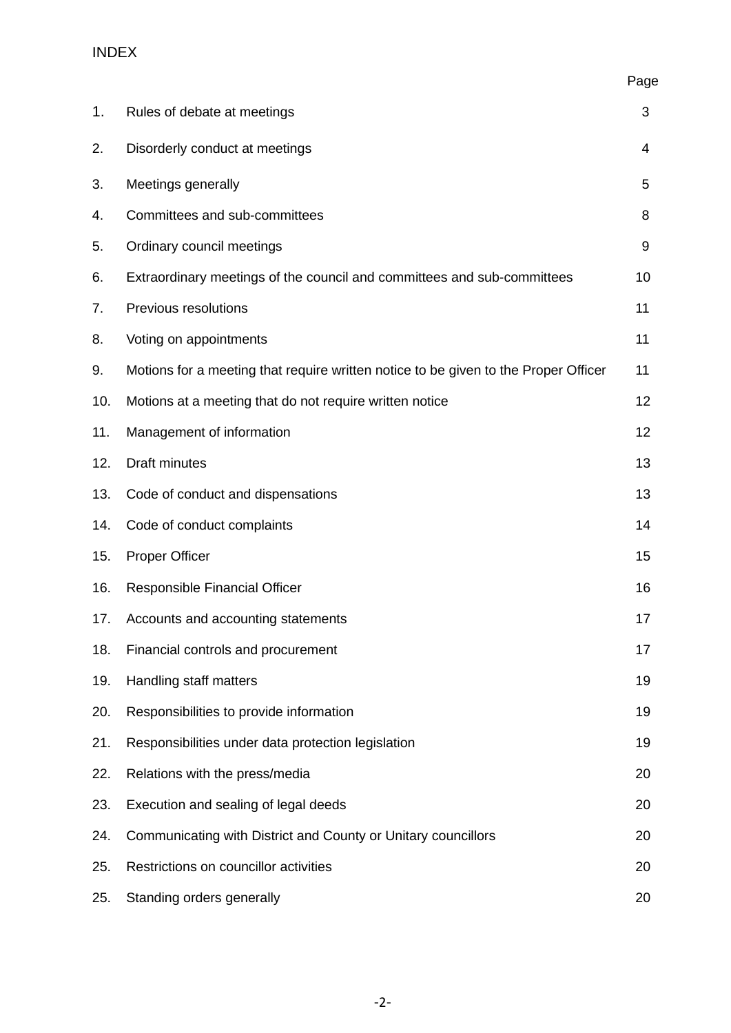# INDEX

| | | Page |
|---|---|---|
| 1. | Rules of debate at meetings | 3 |
| 2. | Disorderly conduct at meetings | 4 |
| 3. | Meetings generally | 5 |
| 4. | Committees and sub-committees | 8 |
| 5. | Ordinary council meetings | 9 |
| 6. | Extraordinary meetings of the council and committees and sub-committees | 10 |
| 7. | Previous resolutions | 11 |
| 8. | Voting on appointments | 11 |
| 9. | Motions for a meeting that require written notice to be given to the Proper Officer | 11 |
| 10. | Motions at a meeting that do not require written notice | 12 |
| 11. | Management of information | 12 |
| 12. | Draft minutes | 13 |
| 13. | Code of conduct and dispensations | 13 |
| 14. | Code of conduct complaints | 14 |
| 15. | Proper Officer | 15 |
| 16. | Responsible Financial Officer | 16 |
| 17. | Accounts and accounting statements | 17 |
| 18. | Financial controls and procurement | 17 |
| 19. | Handling staff matters | 19 |
| 20. | Responsibilities to provide information | 19 |
| 21. | Responsibilities under data protection legislation | 19 |
| 22. | Relations with the press/media | 20 |
| 23. | Execution and sealing of legal deeds | 20 |
| 24. | Communicating with District and County or Unitary councillors | 20 |
| 25. | Restrictions on councillor activities | 20 |
| 25. | Standing orders generally | 20 |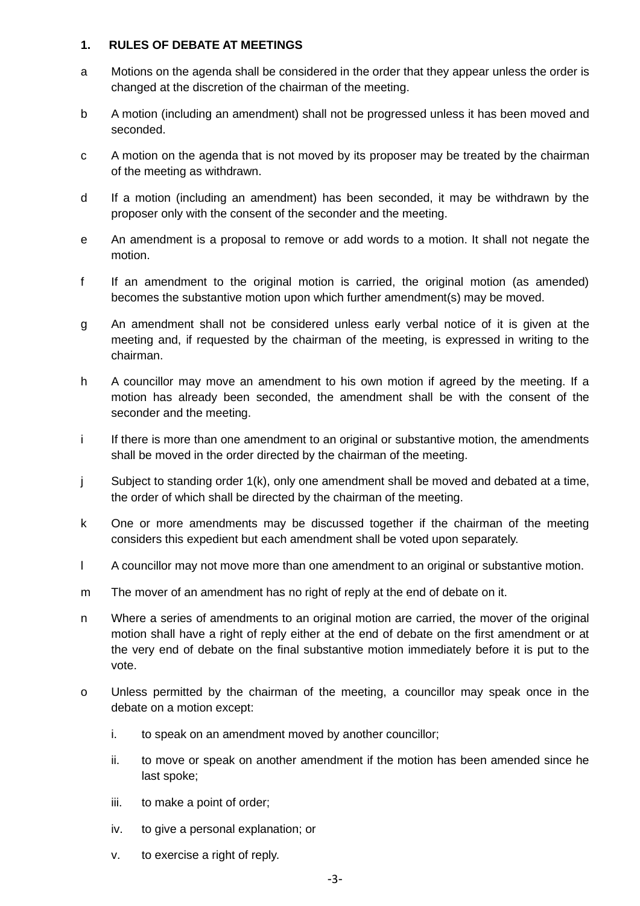## 1. RULES OF DEBATE AT MEETINGS

a Motions on the agenda shall be considered in the order that they appear unless the order is changed at the discretion of the chairman of the meeting.

b A motion (including an amendment) shall not be progressed unless it has been moved and seconded.

c A motion on the agenda that is not moved by its proposer may be treated by the chairman of the meeting as withdrawn.

d If a motion (including an amendment) has been seconded, it may be withdrawn by the proposer only with the consent of the seconder and the meeting.

e An amendment is a proposal to remove or add words to a motion. It shall not negate the motion.

f If an amendment to the original motion is carried, the original motion (as amended) becomes the substantive motion upon which further amendment(s) may be moved.

g An amendment shall not be considered unless early verbal notice of it is given at the meeting and, if requested by the chairman of the meeting, is expressed in writing to the chairman.

h A councillor may move an amendment to his own motion if agreed by the meeting. If a motion has already been seconded, the amendment shall be with the consent of the seconder and the meeting.

i If there is more than one amendment to an original or substantive motion, the amendments shall be moved in the order directed by the chairman of the meeting.

j Subject to standing order 1(k), only one amendment shall be moved and debated at a time, the order of which shall be directed by the chairman of the meeting.

k One or more amendments may be discussed together if the chairman of the meeting considers this expedient but each amendment shall be voted upon separately.

l A councillor may not move more than one amendment to an original or substantive motion.

m The mover of an amendment has no right of reply at the end of debate on it.

n Where a series of amendments to an original motion are carried, the mover of the original motion shall have a right of reply either at the end of debate on the first amendment or at the very end of debate on the final substantive motion immediately before it is put to the vote.

o Unless permitted by the chairman of the meeting, a councillor may speak once in the debate on a motion except:

i. to speak on an amendment moved by another councillor;

ii. to move or speak on another amendment if the motion has been amended since he last spoke;

iii. to make a point of order;

iv. to give a personal explanation; or

v. to exercise a right of reply.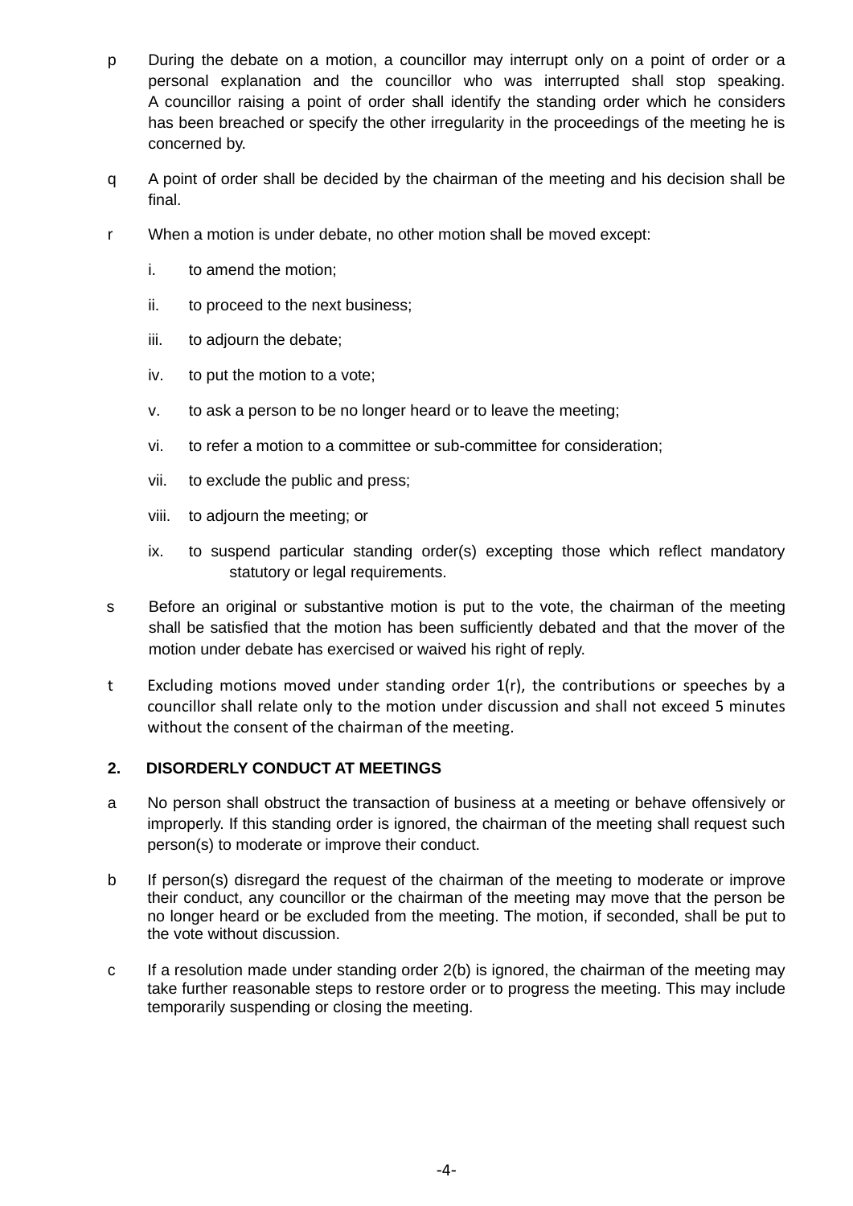p During the debate on a motion, a councillor may interrupt only on a point of order or a personal explanation and the councillor who was interrupted shall stop speaking. A councillor raising a point of order shall identify the standing order which he considers has been breached or specify the other irregularity in the proceedings of the meeting he is concerned by.

q A point of order shall be decided by the chairman of the meeting and his decision shall be final.

r When a motion is under debate, no other motion shall be moved except:

i. to amend the motion;

ii. to proceed to the next business;

iii. to adjourn the debate;

iv. to put the motion to a vote;

v. to ask a person to be no longer heard or to leave the meeting;

vi. to refer a motion to a committee or sub-committee for consideration;

vii. to exclude the public and press;

viii. to adjourn the meeting; or

ix. to suspend particular standing order(s) excepting those which reflect mandatory statutory or legal requirements.

s Before an original or substantive motion is put to the vote, the chairman of the meeting shall be satisfied that the motion has been sufficiently debated and that the mover of the motion under debate has exercised or waived his right of reply.

t Excluding motions moved under standing order 1(r), the contributions or speeches by a councillor shall relate only to the motion under discussion and shall not exceed 5 minutes without the consent of the chairman of the meeting.

**2. DISORDERLY CONDUCT AT MEETINGS**

a No person shall obstruct the transaction of business at a meeting or behave offensively or improperly. If this standing order is ignored, the chairman of the meeting shall request such person(s) to moderate or improve their conduct.

b If person(s) disregard the request of the chairman of the meeting to moderate or improve their conduct, any councillor or the chairman of the meeting may move that the person be no longer heard or be excluded from the meeting. The motion, if seconded, shall be put to the vote without discussion.

c If a resolution made under standing order 2(b) is ignored, the chairman of the meeting may take further reasonable steps to restore order or to progress the meeting. This may include temporarily suspending or closing the meeting.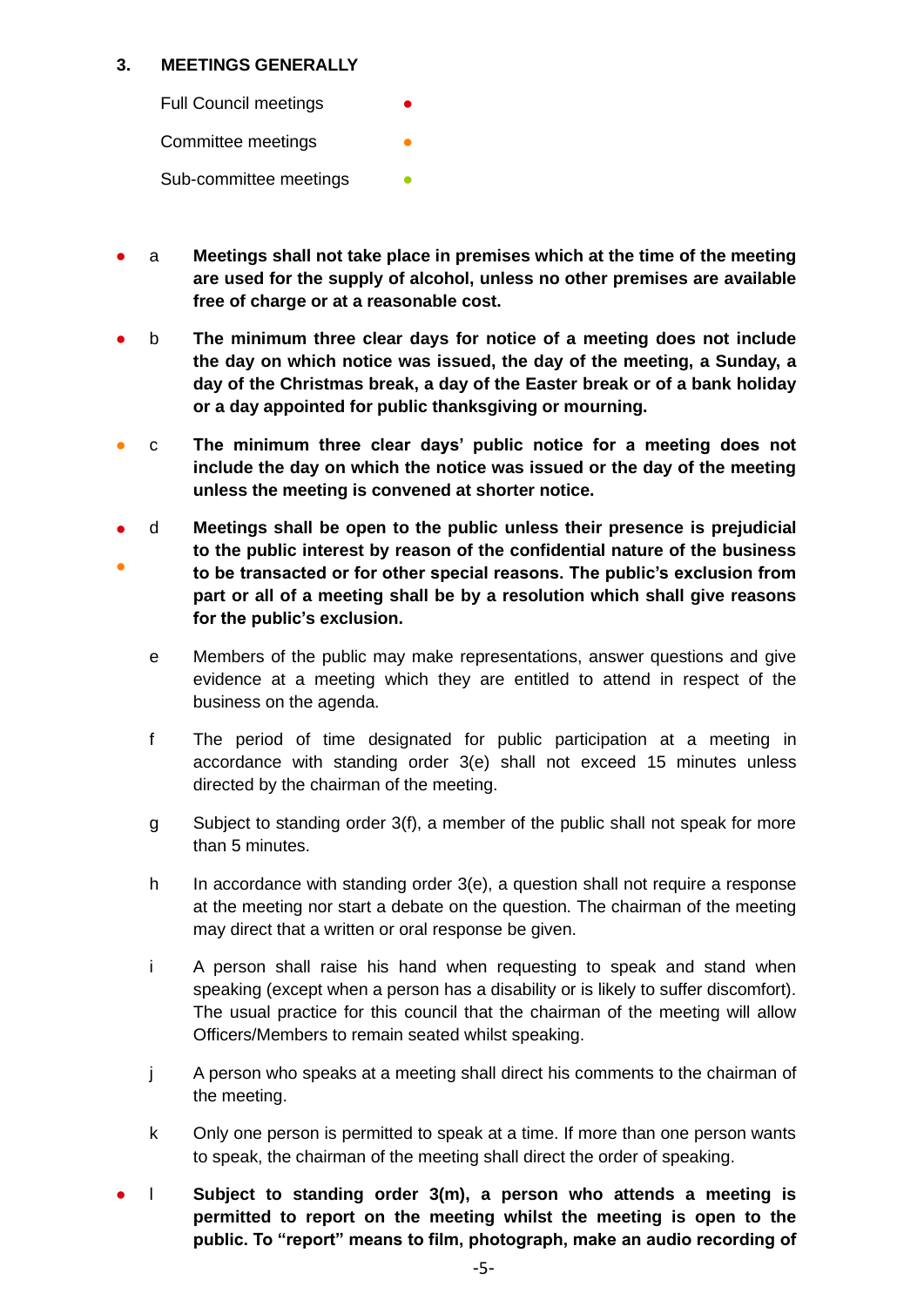## 3. MEETINGS GENERALLY

Full Council meetings ●

Committee meetings ●

Sub-committee meetings ●

● a **Meetings shall not take place in premises which at the time of the meeting are used for the supply of alcohol, unless no other premises are available free of charge or at a reasonable cost.**

● b **The minimum three clear days for notice of a meeting does not include the day on which notice was issued, the day of the meeting, a Sunday, a day of the Christmas break, a day of the Easter break or of a bank holiday or a day appointed for public thanksgiving or mourning.**

● c **The minimum three clear days' public notice for a meeting does not include the day on which the notice was issued or the day of the meeting unless the meeting is convened at shorter notice.**

● ● d **Meetings shall be open to the public unless their presence is prejudicial to the public interest by reason of the confidential nature of the business to be transacted or for other special reasons. The public's exclusion from part or all of a meeting shall be by a resolution which shall give reasons for the public's exclusion.**

e Members of the public may make representations, answer questions and give evidence at a meeting which they are entitled to attend in respect of the business on the agenda.

f The period of time designated for public participation at a meeting in accordance with standing order 3(e) shall not exceed 15 minutes unless directed by the chairman of the meeting.

g Subject to standing order 3(f), a member of the public shall not speak for more than 5 minutes.

h In accordance with standing order 3(e), a question shall not require a response at the meeting nor start a debate on the question. The chairman of the meeting may direct that a written or oral response be given.

i A person shall raise his hand when requesting to speak and stand when speaking (except when a person has a disability or is likely to suffer discomfort). The usual practice for this council that the chairman of the meeting will allow Officers/Members to remain seated whilst speaking.

j A person who speaks at a meeting shall direct his comments to the chairman of the meeting.

k Only one person is permitted to speak at a time. If more than one person wants to speak, the chairman of the meeting shall direct the order of speaking.

● l **Subject to standing order 3(m), a person who attends a meeting is permitted to report on the meeting whilst the meeting is open to the public. To "report" means to film, photograph, make an audio recording of**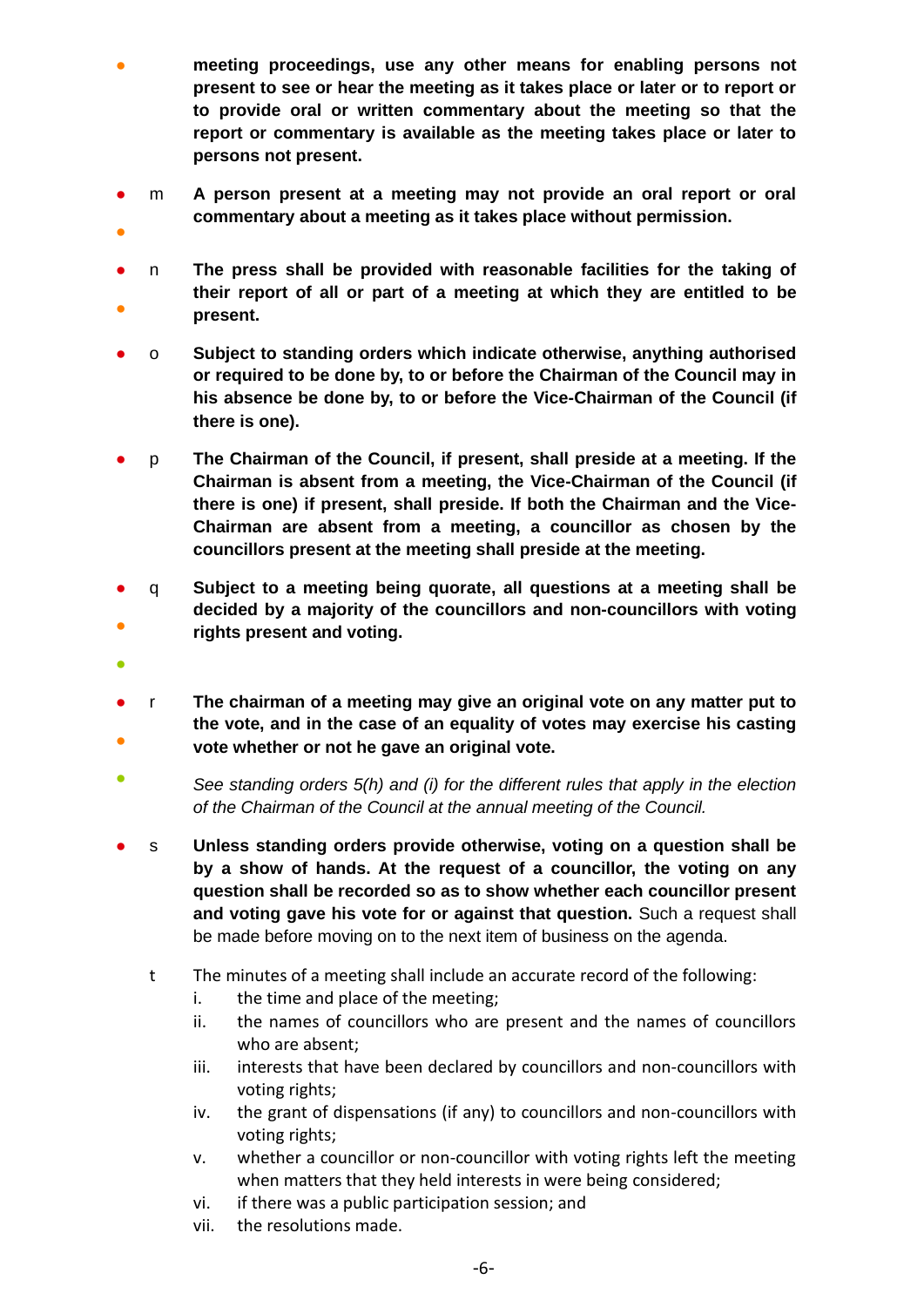**meeting proceedings, use any other means for enabling persons not present to see or hear the meeting as it takes place or later or to report or to provide oral or written commentary about the meeting so that the report or commentary is available as the meeting takes place or later to persons not present.**

m **A person present at a meeting may not provide an oral report or oral commentary about a meeting as it takes place without permission.**

n **The press shall be provided with reasonable facilities for the taking of their report of all or part of a meeting at which they are entitled to be present.**

o **Subject to standing orders which indicate otherwise, anything authorised or required to be done by, to or before the Chairman of the Council may in his absence be done by, to or before the Vice-Chairman of the Council (if there is one).**

p **The Chairman of the Council, if present, shall preside at a meeting. If the Chairman is absent from a meeting, the Vice-Chairman of the Council (if there is one) if present, shall preside. If both the Chairman and the Vice-Chairman are absent from a meeting, a councillor as chosen by the councillors present at the meeting shall preside at the meeting.**

q **Subject to a meeting being quorate, all questions at a meeting shall be decided by a majority of the councillors and non-councillors with voting rights present and voting.**

r **The chairman of a meeting may give an original vote on any matter put to the vote, and in the case of an equality of votes may exercise his casting vote whether or not he gave an original vote.**

*See standing orders 5(h) and (i) for the different rules that apply in the election of the Chairman of the Council at the annual meeting of the Council.*

s **Unless standing orders provide otherwise, voting on a question shall be by a show of hands. At the request of a councillor, the voting on any question shall be recorded so as to show whether each councillor present and voting gave his vote for or against that question.** Such a request shall be made before moving on to the next item of business on the agenda.

t The minutes of a meeting shall include an accurate record of the following:

i. the time and place of the meeting;
ii. the names of councillors who are present and the names of councillors who are absent;
iii. interests that have been declared by councillors and non-councillors with voting rights;
iv. the grant of dispensations (if any) to councillors and non-councillors with voting rights;
v. whether a councillor or non-councillor with voting rights left the meeting when matters that they held interests in were being considered;
vi. if there was a public participation session; and
vii. the resolutions made.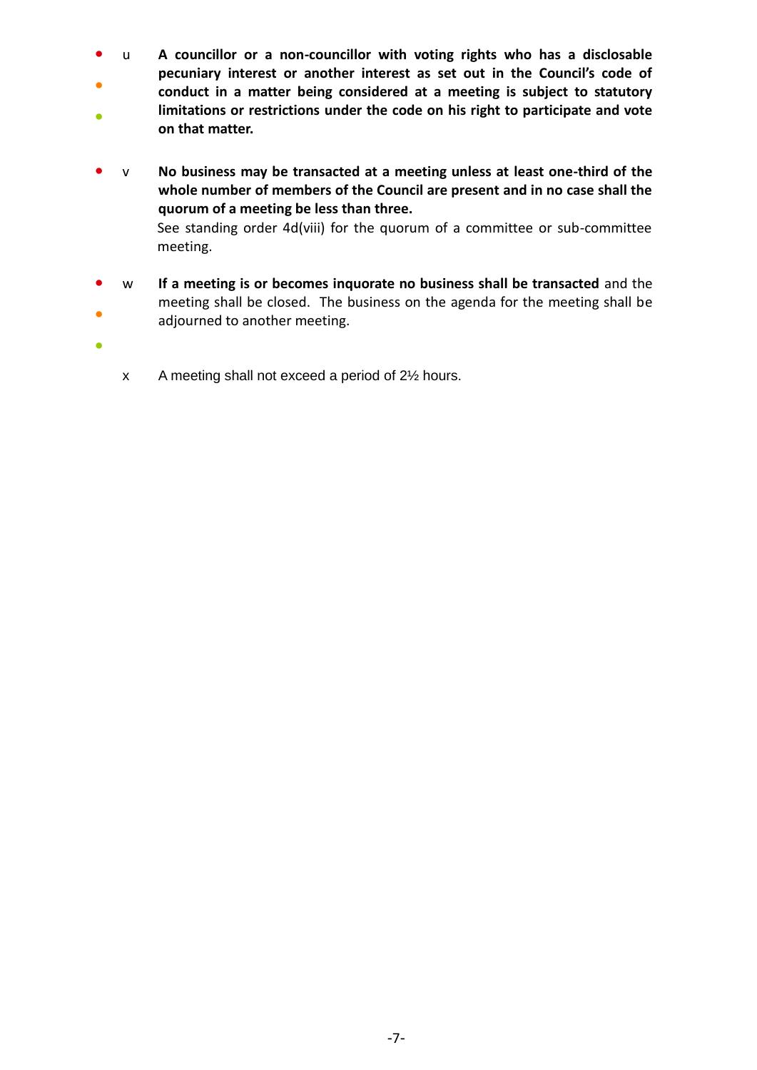- u **A councillor or a non-councillor with voting rights who has a disclosable pecuniary interest or another interest as set out in the Council's code of conduct in a matter being considered at a meeting is subject to statutory limitations or restrictions under the code on his right to participate and vote on that matter.**

- v **No business may be transacted at a meeting unless at least one-third of the whole number of members of the Council are present and in no case shall the quorum of a meeting be less than three.**
  See standing order 4d(viii) for the quorum of a committee or sub-committee meeting.

- w **If a meeting is or becomes inquorate no business shall be transacted** and the meeting shall be closed. The business on the agenda for the meeting shall be adjourned to another meeting.

- x A meeting shall not exceed a period of 2½ hours.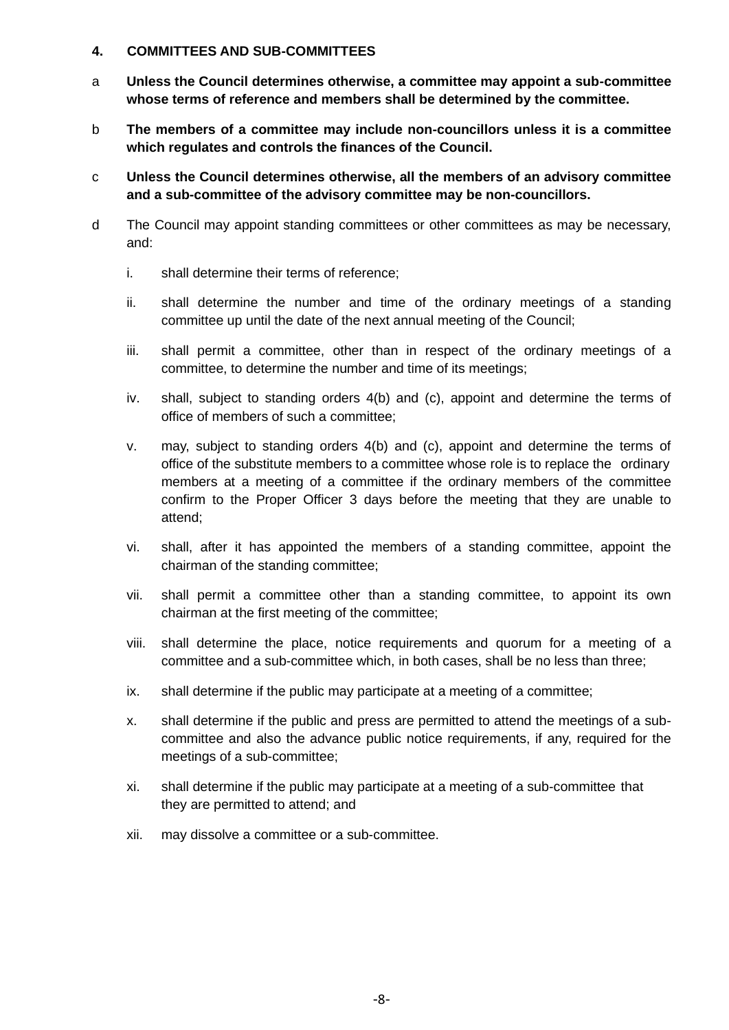## 4. COMMITTEES AND SUB-COMMITTEES

a **Unless the Council determines otherwise, a committee may appoint a sub-committee whose terms of reference and members shall be determined by the committee.**

b **The members of a committee may include non-councillors unless it is a committee which regulates and controls the finances of the Council.**

c **Unless the Council determines otherwise, all the members of an advisory committee and a sub-committee of the advisory committee may be non-councillors.**

d The Council may appoint standing committees or other committees as may be necessary, and:

i. shall determine their terms of reference;

ii. shall determine the number and time of the ordinary meetings of a standing committee up until the date of the next annual meeting of the Council;

iii. shall permit a committee, other than in respect of the ordinary meetings of a committee, to determine the number and time of its meetings;

iv. shall, subject to standing orders 4(b) and (c), appoint and determine the terms of office of members of such a committee;

v. may, subject to standing orders 4(b) and (c), appoint and determine the terms of office of the substitute members to a committee whose role is to replace the ordinary members at a meeting of a committee if the ordinary members of the committee confirm to the Proper Officer 3 days before the meeting that they are unable to attend;

vi. shall, after it has appointed the members of a standing committee, appoint the chairman of the standing committee;

vii. shall permit a committee other than a standing committee, to appoint its own chairman at the first meeting of the committee;

viii. shall determine the place, notice requirements and quorum for a meeting of a committee and a sub-committee which, in both cases, shall be no less than three;

ix. shall determine if the public may participate at a meeting of a committee;

x. shall determine if the public and press are permitted to attend the meetings of a sub-committee and also the advance public notice requirements, if any, required for the meetings of a sub-committee;

xi. shall determine if the public may participate at a meeting of a sub-committee that they are permitted to attend; and

xii. may dissolve a committee or a sub-committee.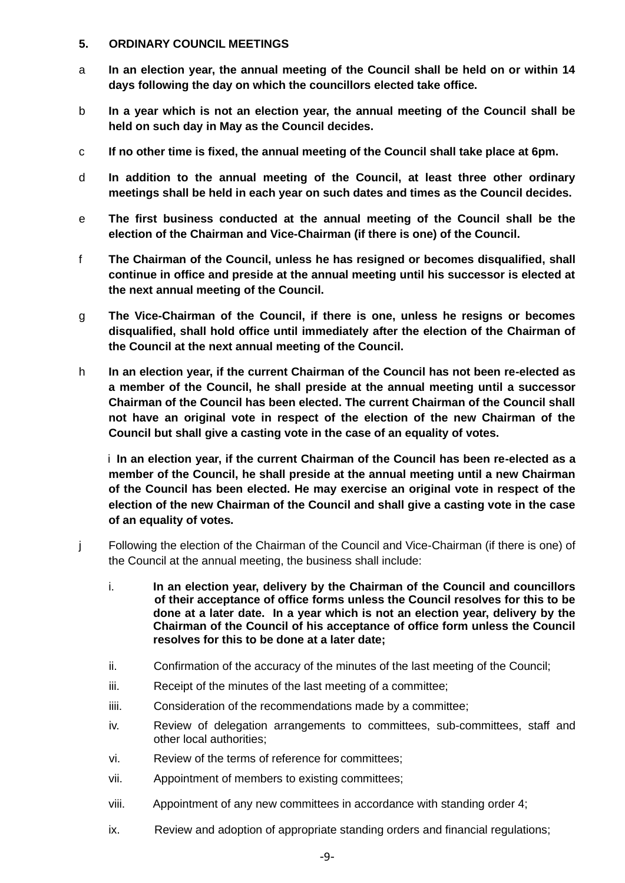**5. ORDINARY COUNCIL MEETINGS**

a **In an election year, the annual meeting of the Council shall be held on or within 14 days following the day on which the councillors elected take office.**

b **In a year which is not an election year, the annual meeting of the Council shall be held on such day in May as the Council decides.**

c **If no other time is fixed, the annual meeting of the Council shall take place at 6pm.**

d **In addition to the annual meeting of the Council, at least three other ordinary meetings shall be held in each year on such dates and times as the Council decides.**

e **The first business conducted at the annual meeting of the Council shall be the election of the Chairman and Vice-Chairman (if there is one) of the Council.**

f **The Chairman of the Council, unless he has resigned or becomes disqualified, shall continue in office and preside at the annual meeting until his successor is elected at the next annual meeting of the Council.**

g **The Vice-Chairman of the Council, if there is one, unless he resigns or becomes disqualified, shall hold office until immediately after the election of the Chairman of the Council at the next annual meeting of the Council.**

h **In an election year, if the current Chairman of the Council has not been re-elected as a member of the Council, he shall preside at the annual meeting until a successor Chairman of the Council has been elected. The current Chairman of the Council shall not have an original vote in respect of the election of the new Chairman of the Council but shall give a casting vote in the case of an equality of votes.**

i **In an election year, if the current Chairman of the Council has been re-elected as a member of the Council, he shall preside at the annual meeting until a new Chairman of the Council has been elected. He may exercise an original vote in respect of the election of the new Chairman of the Council and shall give a casting vote in the case of an equality of votes.**

j Following the election of the Chairman of the Council and Vice-Chairman (if there is one) of the Council at the annual meeting, the business shall include:

i. **In an election year, delivery by the Chairman of the Council and councillors of their acceptance of office forms unless the Council resolves for this to be done at a later date. In a year which is not an election year, delivery by the Chairman of the Council of his acceptance of office form unless the Council resolves for this to be done at a later date;**

ii. Confirmation of the accuracy of the minutes of the last meeting of the Council;

iii. Receipt of the minutes of the last meeting of a committee;

iiii. Consideration of the recommendations made by a committee;

iv. Review of delegation arrangements to committees, sub-committees, staff and other local authorities;

vi. Review of the terms of reference for committees;

vii. Appointment of members to existing committees;

viii. Appointment of any new committees in accordance with standing order 4;

ix. Review and adoption of appropriate standing orders and financial regulations;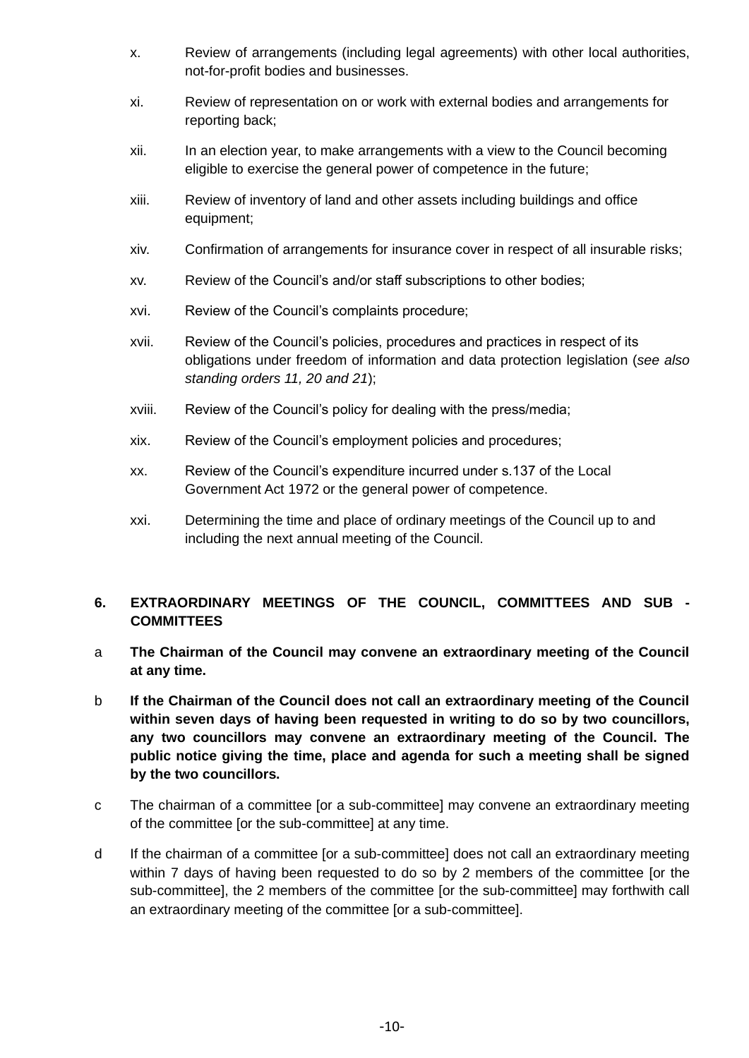x. Review of arrangements (including legal agreements) with other local authorities, not-for-profit bodies and businesses.

xi. Review of representation on or work with external bodies and arrangements for reporting back;

xii. In an election year, to make arrangements with a view to the Council becoming eligible to exercise the general power of competence in the future;

xiii. Review of inventory of land and other assets including buildings and office equipment;

xiv. Confirmation of arrangements for insurance cover in respect of all insurable risks;

xv. Review of the Council's and/or staff subscriptions to other bodies;

xvi. Review of the Council's complaints procedure;

xvii. Review of the Council's policies, procedures and practices in respect of its obligations under freedom of information and data protection legislation (*see also standing orders 11, 20 and 21*);

xviii. Review of the Council's policy for dealing with the press/media;

xix. Review of the Council's employment policies and procedures;

xx. Review of the Council's expenditure incurred under s.137 of the Local Government Act 1972 or the general power of competence.

xxi. Determining the time and place of ordinary meetings of the Council up to and including the next annual meeting of the Council.

## 6. EXTRAORDINARY MEETINGS OF THE COUNCIL, COMMITTEES AND SUB - COMMITTEES

a **The Chairman of the Council may convene an extraordinary meeting of the Council at any time.**

b **If the Chairman of the Council does not call an extraordinary meeting of the Council within seven days of having been requested in writing to do so by two councillors, any two councillors may convene an extraordinary meeting of the Council. The public notice giving the time, place and agenda for such a meeting shall be signed by the two councillors.**

c The chairman of a committee [or a sub-committee] may convene an extraordinary meeting of the committee [or the sub-committee] at any time.

d If the chairman of a committee [or a sub-committee] does not call an extraordinary meeting within 7 days of having been requested to do so by 2 members of the committee [or the sub-committee], the 2 members of the committee [or the sub-committee] may forthwith call an extraordinary meeting of the committee [or a sub-committee].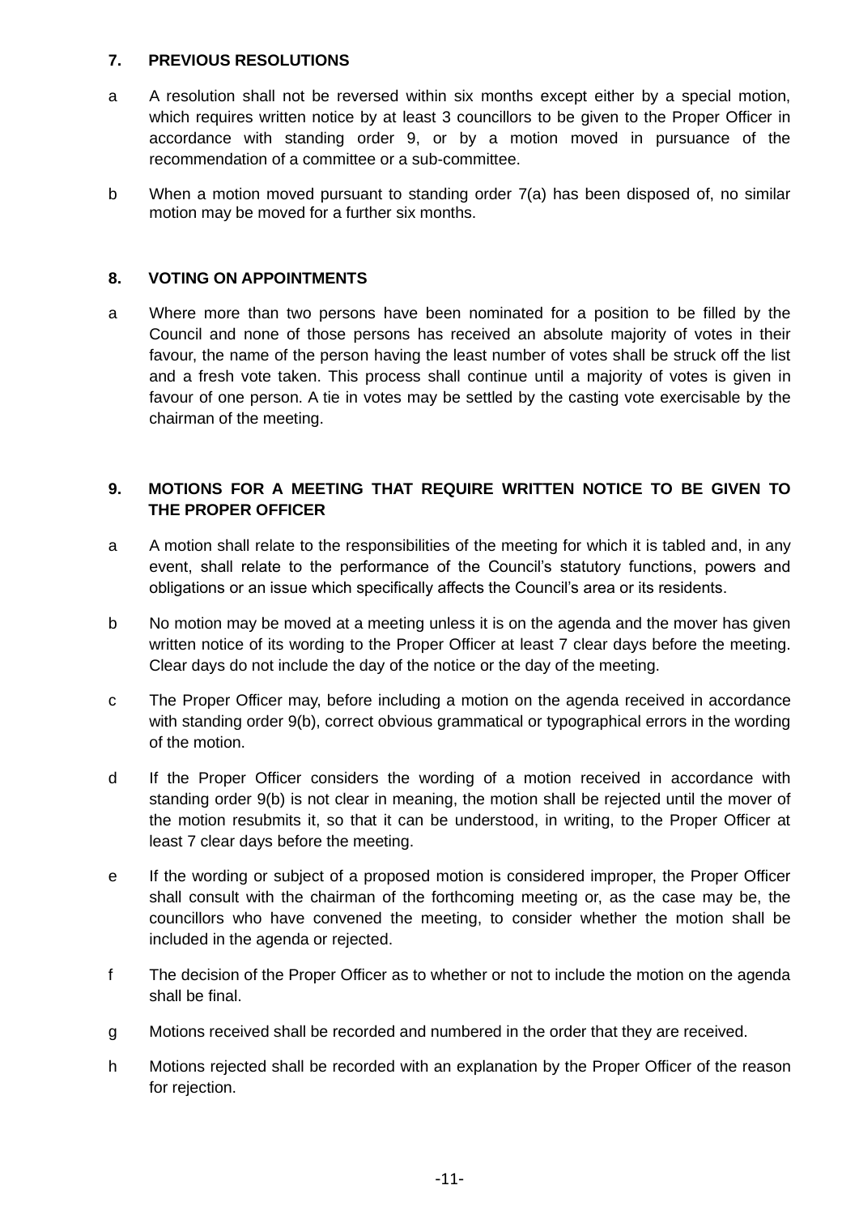## 7. PREVIOUS RESOLUTIONS

a A resolution shall not be reversed within six months except either by a special motion, which requires written notice by at least 3 councillors to be given to the Proper Officer in accordance with standing order 9, or by a motion moved in pursuance of the recommendation of a committee or a sub-committee.

b When a motion moved pursuant to standing order 7(a) has been disposed of, no similar motion may be moved for a further six months.

## 8. VOTING ON APPOINTMENTS

a Where more than two persons have been nominated for a position to be filled by the Council and none of those persons has received an absolute majority of votes in their favour, the name of the person having the least number of votes shall be struck off the list and a fresh vote taken. This process shall continue until a majority of votes is given in favour of one person. A tie in votes may be settled by the casting vote exercisable by the chairman of the meeting.

## 9. MOTIONS FOR A MEETING THAT REQUIRE WRITTEN NOTICE TO BE GIVEN TO THE PROPER OFFICER

a A motion shall relate to the responsibilities of the meeting for which it is tabled and, in any event, shall relate to the performance of the Council's statutory functions, powers and obligations or an issue which specifically affects the Council's area or its residents.

b No motion may be moved at a meeting unless it is on the agenda and the mover has given written notice of its wording to the Proper Officer at least 7 clear days before the meeting. Clear days do not include the day of the notice or the day of the meeting.

c The Proper Officer may, before including a motion on the agenda received in accordance with standing order 9(b), correct obvious grammatical or typographical errors in the wording of the motion.

d If the Proper Officer considers the wording of a motion received in accordance with standing order 9(b) is not clear in meaning, the motion shall be rejected until the mover of the motion resubmits it, so that it can be understood, in writing, to the Proper Officer at least 7 clear days before the meeting.

e If the wording or subject of a proposed motion is considered improper, the Proper Officer shall consult with the chairman of the forthcoming meeting or, as the case may be, the councillors who have convened the meeting, to consider whether the motion shall be included in the agenda or rejected.

f The decision of the Proper Officer as to whether or not to include the motion on the agenda shall be final.

g Motions received shall be recorded and numbered in the order that they are received.

h Motions rejected shall be recorded with an explanation by the Proper Officer of the reason for rejection.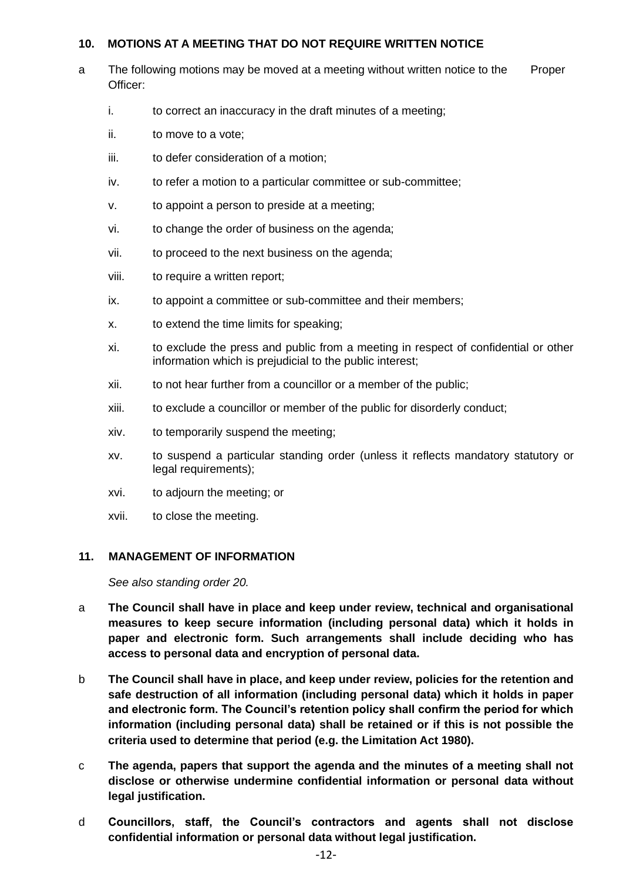**10. MOTIONS AT A MEETING THAT DO NOT REQUIRE WRITTEN NOTICE**

a The following motions may be moved at a meeting without written notice to the Proper Officer:

i. to correct an inaccuracy in the draft minutes of a meeting;

ii. to move to a vote;

iii. to defer consideration of a motion;

iv. to refer a motion to a particular committee or sub-committee;

v. to appoint a person to preside at a meeting;

vi. to change the order of business on the agenda;

vii. to proceed to the next business on the agenda;

viii. to require a written report;

ix. to appoint a committee or sub-committee and their members;

x. to extend the time limits for speaking;

xi. to exclude the press and public from a meeting in respect of confidential or other information which is prejudicial to the public interest;

xii. to not hear further from a councillor or a member of the public;

xiii. to exclude a councillor or member of the public for disorderly conduct;

xiv. to temporarily suspend the meeting;

xv. to suspend a particular standing order (unless it reflects mandatory statutory or legal requirements);

xvi. to adjourn the meeting; or

xvii. to close the meeting.

**11. MANAGEMENT OF INFORMATION**

*See also standing order 20.*

a **The Council shall have in place and keep under review, technical and organisational measures to keep secure information (including personal data) which it holds in paper and electronic form. Such arrangements shall include deciding who has access to personal data and encryption of personal data.**

b **The Council shall have in place, and keep under review, policies for the retention and safe destruction of all information (including personal data) which it holds in paper and electronic form. The Council's retention policy shall confirm the period for which information (including personal data) shall be retained or if this is not possible the criteria used to determine that period (e.g. the Limitation Act 1980).**

c **The agenda, papers that support the agenda and the minutes of a meeting shall not disclose or otherwise undermine confidential information or personal data without legal justification.**

d **Councillors, staff, the Council's contractors and agents shall not disclose confidential information or personal data without legal justification.**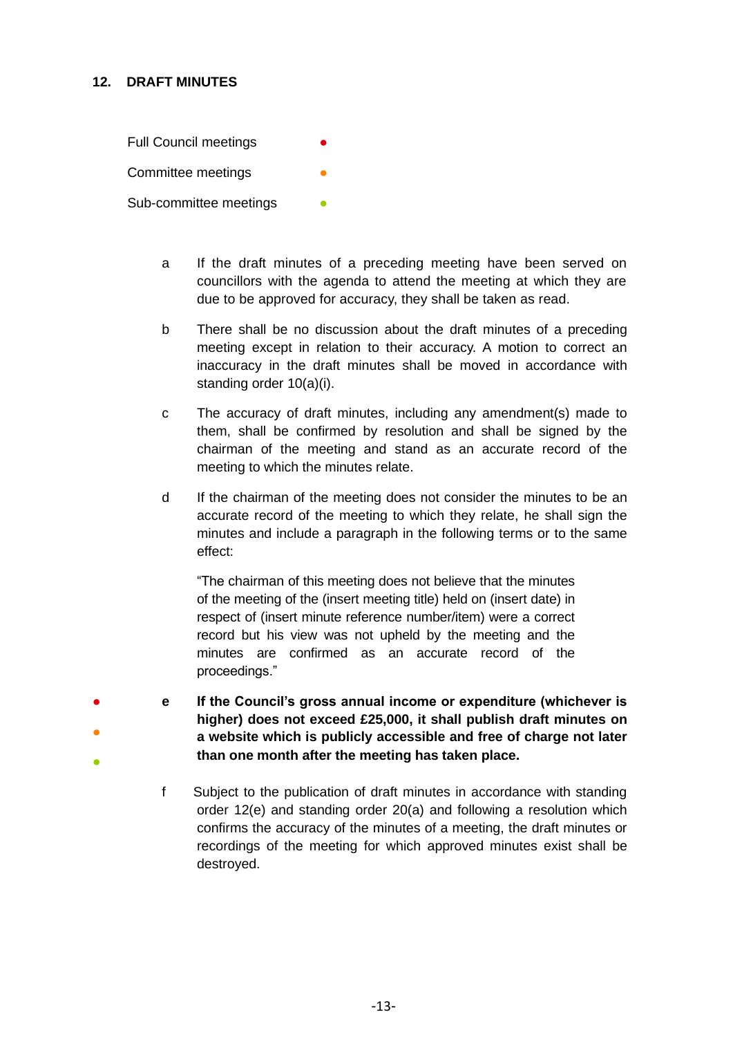## 12. DRAFT MINUTES

Full Council meetings ●

Committee meetings ●

Sub-committee meetings ●

a If the draft minutes of a preceding meeting have been served on councillors with the agenda to attend the meeting at which they are due to be approved for accuracy, they shall be taken as read.

b There shall be no discussion about the draft minutes of a preceding meeting except in relation to their accuracy. A motion to correct an inaccuracy in the draft minutes shall be moved in accordance with standing order 10(a)(i).

c The accuracy of draft minutes, including any amendment(s) made to them, shall be confirmed by resolution and shall be signed by the chairman of the meeting and stand as an accurate record of the meeting to which the minutes relate.

d If the chairman of the meeting does not consider the minutes to be an accurate record of the meeting to which they relate, he shall sign the minutes and include a paragraph in the following terms or to the same effect:

> "The chairman of this meeting does not believe that the minutes of the meeting of the (insert meeting title) held on (insert date) in respect of (insert minute reference number/item) were a correct record but his view was not upheld by the meeting and the minutes are confirmed as an accurate record of the proceedings."

● ● ● **e If the Council's gross annual income or expenditure (whichever is higher) does not exceed £25,000, it shall publish draft minutes on a website which is publicly accessible and free of charge not later than one month after the meeting has taken place.**

f Subject to the publication of draft minutes in accordance with standing order 12(e) and standing order 20(a) and following a resolution which confirms the accuracy of the minutes of a meeting, the draft minutes or recordings of the meeting for which approved minutes exist shall be destroyed.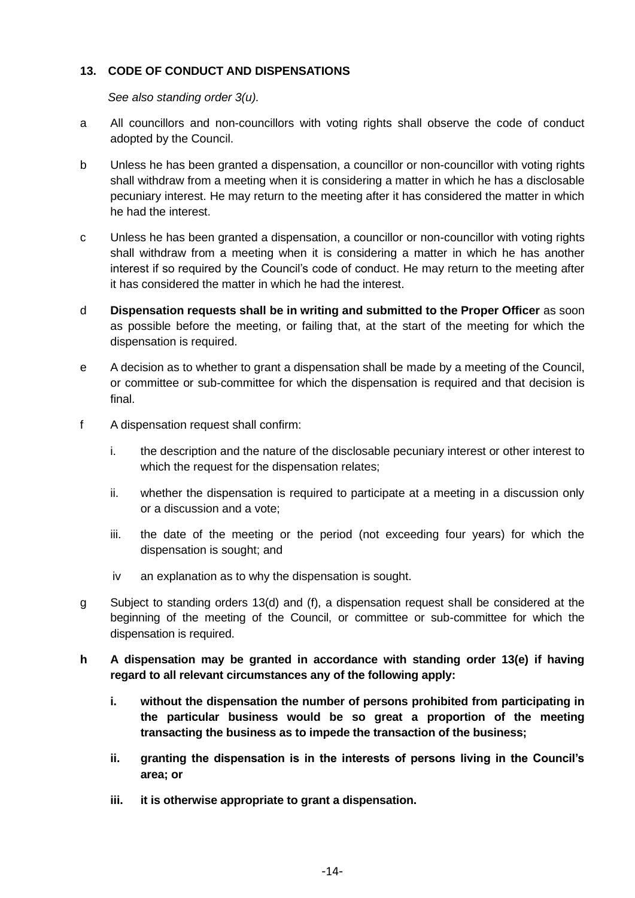## 13. CODE OF CONDUCT AND DISPENSATIONS

*See also standing order 3(u).*

a All councillors and non-councillors with voting rights shall observe the code of conduct adopted by the Council.

b Unless he has been granted a dispensation, a councillor or non-councillor with voting rights shall withdraw from a meeting when it is considering a matter in which he has a disclosable pecuniary interest. He may return to the meeting after it has considered the matter in which he had the interest.

c Unless he has been granted a dispensation, a councillor or non-councillor with voting rights shall withdraw from a meeting when it is considering a matter in which he has another interest if so required by the Council's code of conduct. He may return to the meeting after it has considered the matter in which he had the interest.

d **Dispensation requests shall be in writing and submitted to the Proper Officer** as soon as possible before the meeting, or failing that, at the start of the meeting for which the dispensation is required.

e A decision as to whether to grant a dispensation shall be made by a meeting of the Council, or committee or sub-committee for which the dispensation is required and that decision is final.

f A dispensation request shall confirm:

   i. the description and the nature of the disclosable pecuniary interest or other interest to which the request for the dispensation relates;

   ii. whether the dispensation is required to participate at a meeting in a discussion only or a discussion and a vote;

   iii. the date of the meeting or the period (not exceeding four years) for which the dispensation is sought; and

   iv an explanation as to why the dispensation is sought.

g Subject to standing orders 13(d) and (f), a dispensation request shall be considered at the beginning of the meeting of the Council, or committee or sub-committee for which the dispensation is required.

**h A dispensation may be granted in accordance with standing order 13(e) if having regard to all relevant circumstances any of the following apply:**

   **i. without the dispensation the number of persons prohibited from participating in the particular business would be so great a proportion of the meeting transacting the business as to impede the transaction of the business;**

   **ii. granting the dispensation is in the interests of persons living in the Council's area; or**

   **iii. it is otherwise appropriate to grant a dispensation.**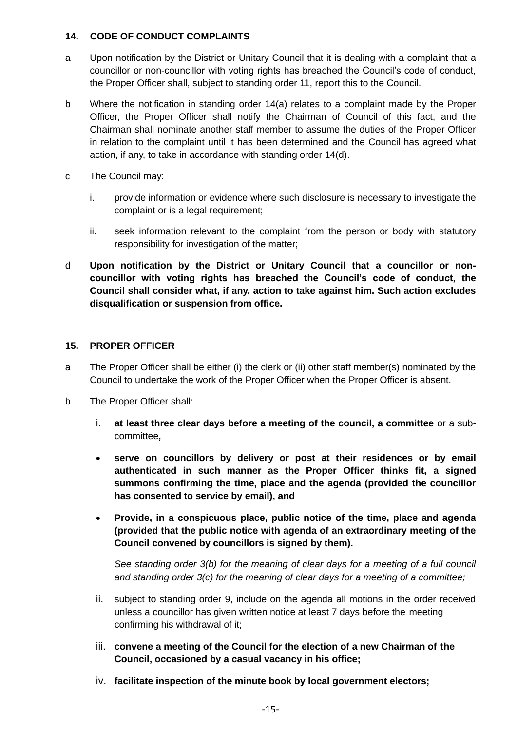## 14. CODE OF CONDUCT COMPLAINTS

a Upon notification by the District or Unitary Council that it is dealing with a complaint that a councillor or non-councillor with voting rights has breached the Council's code of conduct, the Proper Officer shall, subject to standing order 11, report this to the Council.

b Where the notification in standing order 14(a) relates to a complaint made by the Proper Officer, the Proper Officer shall notify the Chairman of Council of this fact, and the Chairman shall nominate another staff member to assume the duties of the Proper Officer in relation to the complaint until it has been determined and the Council has agreed what action, if any, to take in accordance with standing order 14(d).

c The Council may:

i. provide information or evidence where such disclosure is necessary to investigate the complaint or is a legal requirement;

ii. seek information relevant to the complaint from the person or body with statutory responsibility for investigation of the matter;

d **Upon notification by the District or Unitary Council that a councillor or non-councillor with voting rights has breached the Council's code of conduct, the Council shall consider what, if any, action to take against him. Such action excludes disqualification or suspension from office.**

## 15. PROPER OFFICER

a The Proper Officer shall be either (i) the clerk or (ii) other staff member(s) nominated by the Council to undertake the work of the Proper Officer when the Proper Officer is absent.

b The Proper Officer shall:

i. **at least three clear days before a meeting of the council, a committee** or a sub-committee**,**

- **serve on councillors by delivery or post at their residences or by email authenticated in such manner as the Proper Officer thinks fit, a signed summons confirming the time, place and the agenda (provided the councillor has consented to service by email), and**

- **Provide, in a conspicuous place, public notice of the time, place and agenda (provided that the public notice with agenda of an extraordinary meeting of the Council convened by councillors is signed by them).**

  *See standing order 3(b) for the meaning of clear days for a meeting of a full council and standing order 3(c) for the meaning of clear days for a meeting of a committee;*

ii. subject to standing order 9, include on the agenda all motions in the order received unless a councillor has given written notice at least 7 days before the meeting confirming his withdrawal of it;

iii. **convene a meeting of the Council for the election of a new Chairman of the Council, occasioned by a casual vacancy in his office;**

iv. **facilitate inspection of the minute book by local government electors;**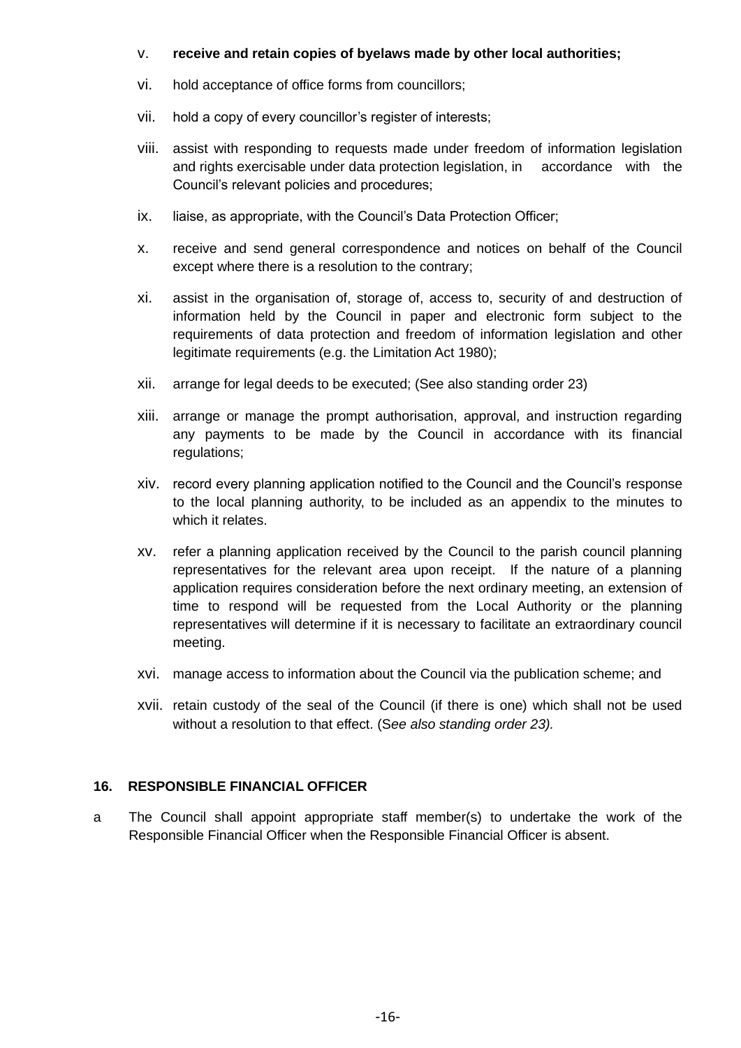v. **receive and retain copies of byelaws made by other local authorities;**

vi. hold acceptance of office forms from councillors;

vii. hold a copy of every councillor's register of interests;

viii. assist with responding to requests made under freedom of information legislation and rights exercisable under data protection legislation, in accordance with the Council's relevant policies and procedures;

ix. liaise, as appropriate, with the Council's Data Protection Officer;

x. receive and send general correspondence and notices on behalf of the Council except where there is a resolution to the contrary;

xi. assist in the organisation of, storage of, access to, security of and destruction of information held by the Council in paper and electronic form subject to the requirements of data protection and freedom of information legislation and other legitimate requirements (e.g. the Limitation Act 1980);

xii. arrange for legal deeds to be executed; (See also standing order 23)

xiii. arrange or manage the prompt authorisation, approval, and instruction regarding any payments to be made by the Council in accordance with its financial regulations;

xiv. record every planning application notified to the Council and the Council's response to the local planning authority, to be included as an appendix to the minutes to which it relates.

xv. refer a planning application received by the Council to the parish council planning representatives for the relevant area upon receipt. If the nature of a planning application requires consideration before the next ordinary meeting, an extension of time to respond will be requested from the Local Authority or the planning representatives will determine if it is necessary to facilitate an extraordinary council meeting.

xvi. manage access to information about the Council via the publication scheme; and

xvii. retain custody of the seal of the Council (if there is one) which shall not be used without a resolution to that effect. (S*ee also standing order 23).*

## 16. RESPONSIBLE FINANCIAL OFFICER

a The Council shall appoint appropriate staff member(s) to undertake the work of the Responsible Financial Officer when the Responsible Financial Officer is absent.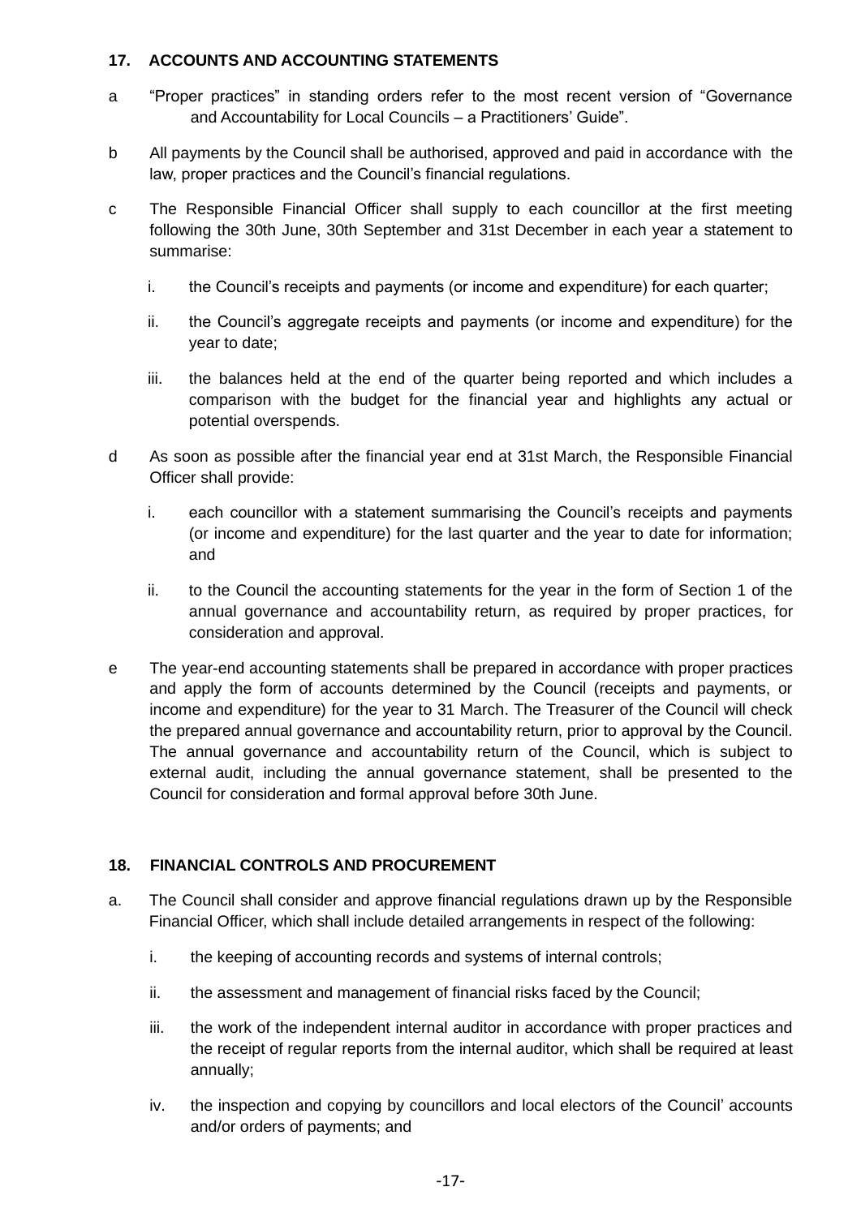## 17. ACCOUNTS AND ACCOUNTING STATEMENTS

a "Proper practices" in standing orders refer to the most recent version of "Governance and Accountability for Local Councils – a Practitioners' Guide".

b All payments by the Council shall be authorised, approved and paid in accordance with the law, proper practices and the Council's financial regulations.

c The Responsible Financial Officer shall supply to each councillor at the first meeting following the 30th June, 30th September and 31st December in each year a statement to summarise:

   i. the Council's receipts and payments (or income and expenditure) for each quarter;

   ii. the Council's aggregate receipts and payments (or income and expenditure) for the year to date;

   iii. the balances held at the end of the quarter being reported and which includes a comparison with the budget for the financial year and highlights any actual or potential overspends.

d As soon as possible after the financial year end at 31st March, the Responsible Financial Officer shall provide:

   i. each councillor with a statement summarising the Council's receipts and payments (or income and expenditure) for the last quarter and the year to date for information; and

   ii. to the Council the accounting statements for the year in the form of Section 1 of the annual governance and accountability return, as required by proper practices, for consideration and approval.

e The year-end accounting statements shall be prepared in accordance with proper practices and apply the form of accounts determined by the Council (receipts and payments, or income and expenditure) for the year to 31 March. The Treasurer of the Council will check the prepared annual governance and accountability return, prior to approval by the Council. The annual governance and accountability return of the Council, which is subject to external audit, including the annual governance statement, shall be presented to the Council for consideration and formal approval before 30th June.

## 18. FINANCIAL CONTROLS AND PROCUREMENT

a. The Council shall consider and approve financial regulations drawn up by the Responsible Financial Officer, which shall include detailed arrangements in respect of the following:

   i. the keeping of accounting records and systems of internal controls;

   ii. the assessment and management of financial risks faced by the Council;

   iii. the work of the independent internal auditor in accordance with proper practices and the receipt of regular reports from the internal auditor, which shall be required at least annually;

   iv. the inspection and copying by councillors and local electors of the Council' accounts and/or orders of payments; and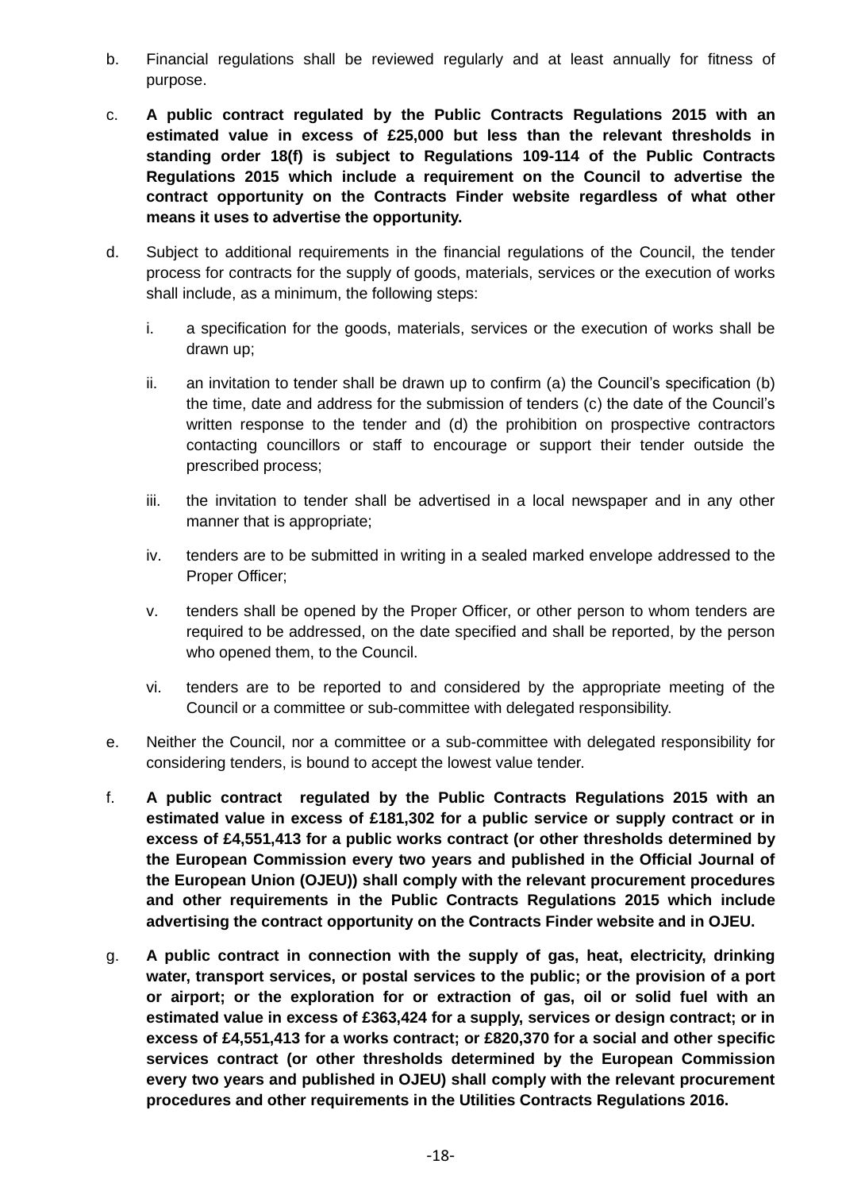b. Financial regulations shall be reviewed regularly and at least annually for fitness of purpose.

c. **A public contract regulated by the Public Contracts Regulations 2015 with an estimated value in excess of £25,000 but less than the relevant thresholds in standing order 18(f) is subject to Regulations 109-114 of the Public Contracts Regulations 2015 which include a requirement on the Council to advertise the contract opportunity on the Contracts Finder website regardless of what other means it uses to advertise the opportunity.**

d. Subject to additional requirements in the financial regulations of the Council, the tender process for contracts for the supply of goods, materials, services or the execution of works shall include, as a minimum, the following steps:

   i. a specification for the goods, materials, services or the execution of works shall be drawn up;

   ii. an invitation to tender shall be drawn up to confirm (a) the Council's specification (b) the time, date and address for the submission of tenders (c) the date of the Council's written response to the tender and (d) the prohibition on prospective contractors contacting councillors or staff to encourage or support their tender outside the prescribed process;

   iii. the invitation to tender shall be advertised in a local newspaper and in any other manner that is appropriate;

   iv. tenders are to be submitted in writing in a sealed marked envelope addressed to the Proper Officer;

   v. tenders shall be opened by the Proper Officer, or other person to whom tenders are required to be addressed, on the date specified and shall be reported, by the person who opened them, to the Council.

   vi. tenders are to be reported to and considered by the appropriate meeting of the Council or a committee or sub-committee with delegated responsibility.

e. Neither the Council, nor a committee or a sub-committee with delegated responsibility for considering tenders, is bound to accept the lowest value tender.

f. **A public contract regulated by the Public Contracts Regulations 2015 with an estimated value in excess of £181,302 for a public service or supply contract or in excess of £4,551,413 for a public works contract (or other thresholds determined by the European Commission every two years and published in the Official Journal of the European Union (OJEU)) shall comply with the relevant procurement procedures and other requirements in the Public Contracts Regulations 2015 which include advertising the contract opportunity on the Contracts Finder website and in OJEU.**

g. **A public contract in connection with the supply of gas, heat, electricity, drinking water, transport services, or postal services to the public; or the provision of a port or airport; or the exploration for or extraction of gas, oil or solid fuel with an estimated value in excess of £363,424 for a supply, services or design contract; or in excess of £4,551,413 for a works contract; or £820,370 for a social and other specific services contract (or other thresholds determined by the European Commission every two years and published in OJEU) shall comply with the relevant procurement procedures and other requirements in the Utilities Contracts Regulations 2016.**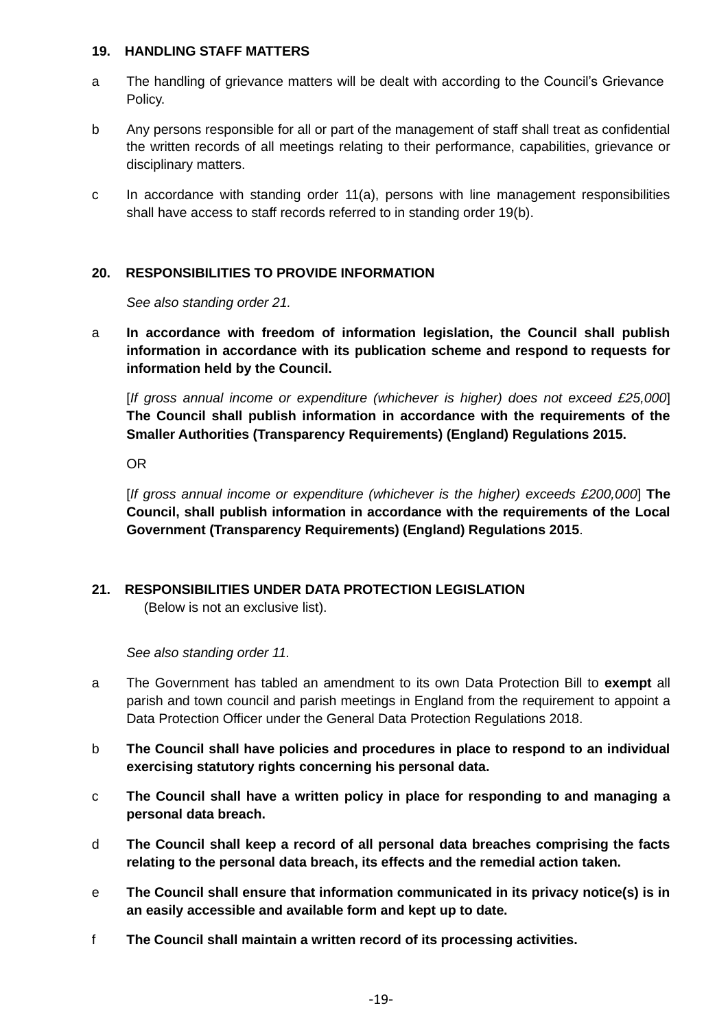## 19. HANDLING STAFF MATTERS

a The handling of grievance matters will be dealt with according to the Council's Grievance Policy.

b Any persons responsible for all or part of the management of staff shall treat as confidential the written records of all meetings relating to their performance, capabilities, grievance or disciplinary matters.

c In accordance with standing order 11(a), persons with line management responsibilities shall have access to staff records referred to in standing order 19(b).

## 20. RESPONSIBILITIES TO PROVIDE INFORMATION

*See also standing order 21.*

a **In accordance with freedom of information legislation, the Council shall publish information in accordance with its publication scheme and respond to requests for information held by the Council.**

[*If gross annual income or expenditure (whichever is higher) does not exceed £25,000*] **The Council shall publish information in accordance with the requirements of the Smaller Authorities (Transparency Requirements) (England) Regulations 2015.**

OR

[*If gross annual income or expenditure (whichever is the higher) exceeds £200,000*] **The Council, shall publish information in accordance with the requirements of the Local Government (Transparency Requirements) (England) Regulations 2015**.

## 21. RESPONSIBILITIES UNDER DATA PROTECTION LEGISLATION

(Below is not an exclusive list).

*See also standing order 11.*

a The Government has tabled an amendment to its own Data Protection Bill to **exempt** all parish and town council and parish meetings in England from the requirement to appoint a Data Protection Officer under the General Data Protection Regulations 2018.

b **The Council shall have policies and procedures in place to respond to an individual exercising statutory rights concerning his personal data.**

c **The Council shall have a written policy in place for responding to and managing a personal data breach.**

d **The Council shall keep a record of all personal data breaches comprising the facts relating to the personal data breach, its effects and the remedial action taken.**

e **The Council shall ensure that information communicated in its privacy notice(s) is in an easily accessible and available form and kept up to date.**

f **The Council shall maintain a written record of its processing activities.**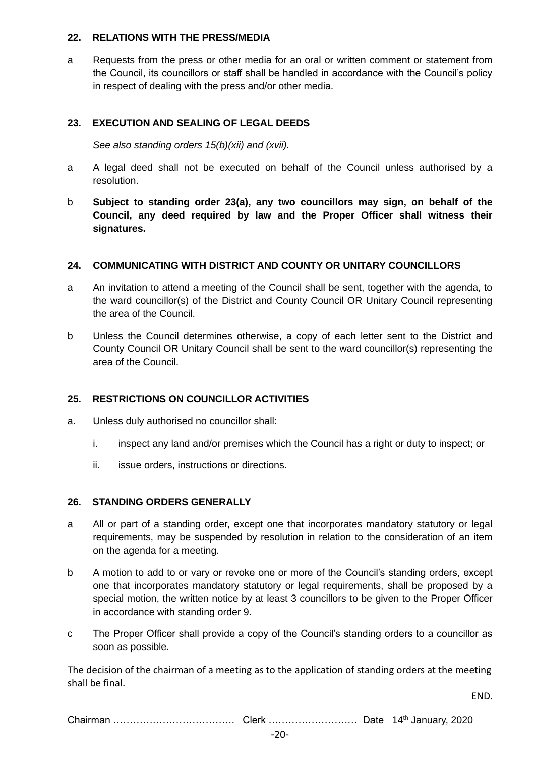## 22. RELATIONS WITH THE PRESS/MEDIA

a Requests from the press or other media for an oral or written comment or statement from the Council, its councillors or staff shall be handled in accordance with the Council's policy in respect of dealing with the press and/or other media.

## 23. EXECUTION AND SEALING OF LEGAL DEEDS

*See also standing orders 15(b)(xii) and (xvii).*

a A legal deed shall not be executed on behalf of the Council unless authorised by a resolution.

b **Subject to standing order 23(a), any two councillors may sign, on behalf of the Council, any deed required by law and the Proper Officer shall witness their signatures.**

## 24. COMMUNICATING WITH DISTRICT AND COUNTY OR UNITARY COUNCILLORS

a An invitation to attend a meeting of the Council shall be sent, together with the agenda, to the ward councillor(s) of the District and County Council OR Unitary Council representing the area of the Council.

b Unless the Council determines otherwise, a copy of each letter sent to the District and County Council OR Unitary Council shall be sent to the ward councillor(s) representing the area of the Council.

## 25. RESTRICTIONS ON COUNCILLOR ACTIVITIES

a. Unless duly authorised no councillor shall:

   i. inspect any land and/or premises which the Council has a right or duty to inspect; or

   ii. issue orders, instructions or directions.

## 26. STANDING ORDERS GENERALLY

a All or part of a standing order, except one that incorporates mandatory statutory or legal requirements, may be suspended by resolution in relation to the consideration of an item on the agenda for a meeting.

b A motion to add to or vary or revoke one or more of the Council's standing orders, except one that incorporates mandatory statutory or legal requirements, shall be proposed by a special motion, the written notice by at least 3 councillors to be given to the Proper Officer in accordance with standing order 9.

c The Proper Officer shall provide a copy of the Council's standing orders to a councillor as soon as possible.

The decision of the chairman of a meeting as to the application of standing orders at the meeting shall be final.

END.

Chairman ………………………………. Clerk ……………………… Date 14th January, 2020